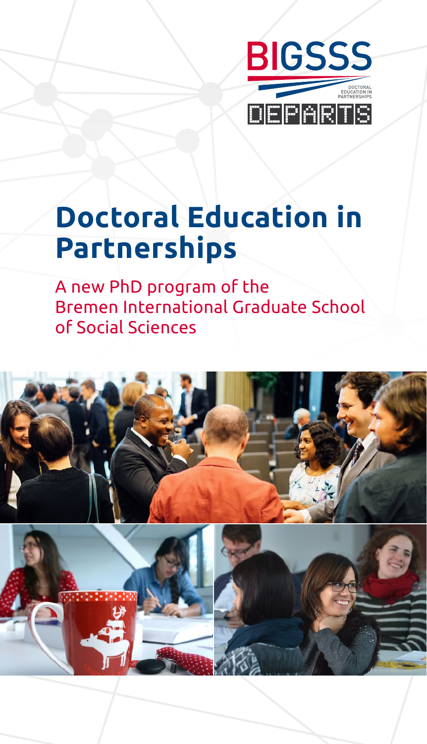BIGSSS

DOCTORAL EDUCATION IN PARTNERSHIPS

DEPARTS

# Doctoral Education in Partnerships

A new PhD program of the Bremen International Graduate School of Social Sciences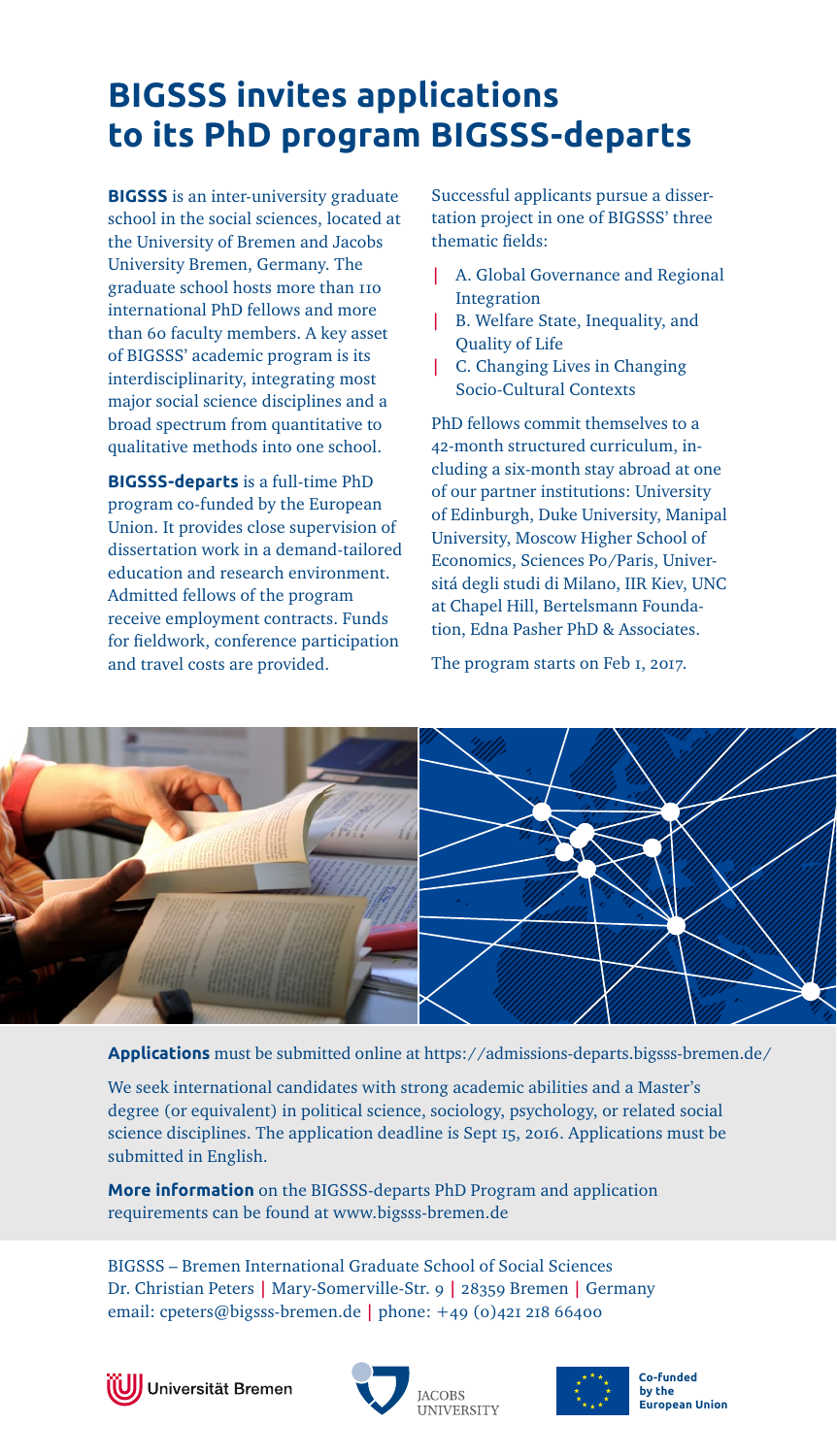# BIGSSS invites applications to its PhD program BIGSSS-departs

**BIGSSS** is an inter-university graduate school in the social sciences, located at the University of Bremen and Jacobs University Bremen, Germany. The graduate school hosts more than 110 international PhD fellows and more than 60 faculty members. A key asset of BIGSSS' academic program is its interdisciplinarity, integrating most major social science disciplines and a broad spectrum from quantitative to qualitative methods into one school.

**BIGSSS-departs** is a full-time PhD program co-funded by the European Union. It provides close supervision of dissertation work in a demand-tailored education and research environment. Admitted fellows of the program receive employment contracts. Funds for fieldwork, conference participation and travel costs are provided.

Successful applicants pursue a dissertation project in one of BIGSSS' three thematic fields:

- A. Global Governance and Regional Integration
- B. Welfare State, Inequality, and Quality of Life
- C. Changing Lives in Changing Socio-Cultural Contexts

PhD fellows commit themselves to a 42-month structured curriculum, including a six-month stay abroad at one of our partner institutions: University of Edinburgh, Duke University, Manipal University, Moscow Higher School of Economics, Sciences Po/Paris, Universitá degli studi di Milano, IIR Kiev, UNC at Chapel Hill, Bertelsmann Foundation, Edna Pasher PhD & Associates.

The program starts on Feb 1, 2017.

**Applications** must be submitted online at https://admissions-departs.bigsss-bremen.de/

We seek international candidates with strong academic abilities and a Master's degree (or equivalent) in political science, sociology, psychology, or related social science disciplines. The application deadline is Sept 15, 2016. Applications must be submitted in English.

**More information** on the BIGSSS-departs PhD Program and application requirements can be found at www.bigsss-bremen.de

BIGSSS – Bremen International Graduate School of Social Sciences
Dr. Christian Peters | Mary-Somerville-Str. 9 | 28359 Bremen | Germany
email: cpeters@bigsss-bremen.de | phone: +49 (0)421 218 66400

Universität Bremen

Jacobs University

Co-funded by the European Union